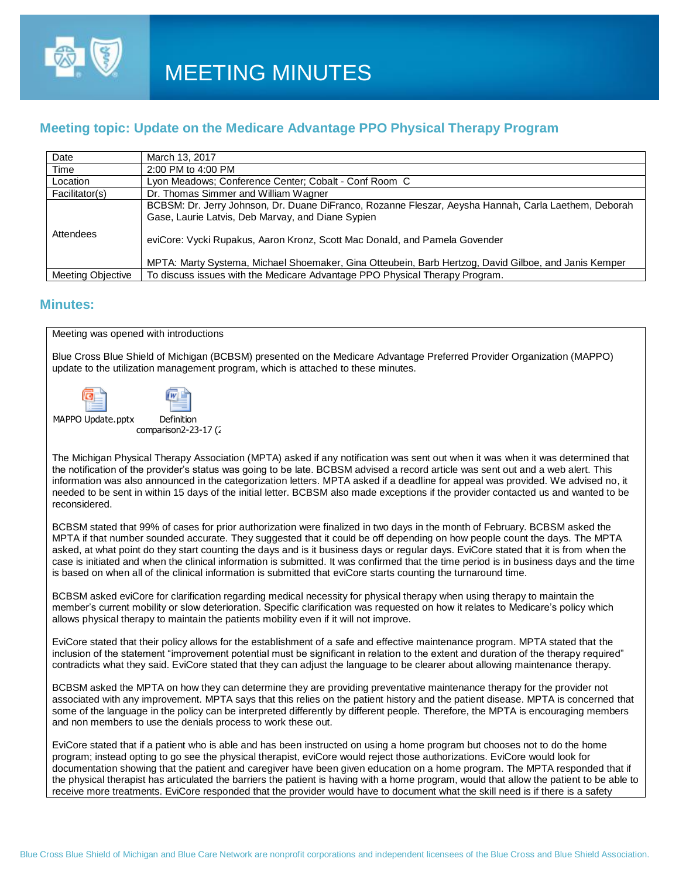# MEETING MINUTES

## Meeting topic: Update on the Medicare Advantage PPO Physical Therapy Program

| | |
|---|---|
| Date | March 13, 2017 |
| Time | 2:00 PM to 4:00 PM |
| Location | Lyon Meadows; Conference Center; Cobalt - Conf Room C |
| Facilitator(s) | Dr. Thomas Simmer and William Wagner |
| Attendees | BCBSM: Dr. Jerry Johnson, Dr. Duane DiFranco, Rozanne Fleszar, Aeysha Hannah, Carla Laethem, Deborah Gase, Laurie Latvis, Deb Marvay, and Diane Sypien<br><br>eviCore: Vycki Rupakus, Aaron Kronz, Scott Mac Donald, and Pamela Govender<br><br>MPTA: Marty Systema, Michael Shoemaker, Gina Otteubein, Barb Hertzog, David Gilboe, and Janis Kemper |
| Meeting Objective | To discuss issues with the Medicare Advantage PPO Physical Therapy Program. |

## Minutes:

Meeting was opened with introductions

Blue Cross Blue Shield of Michigan (BCBSM) presented on the Medicare Advantage Preferred Provider Organization (MAPPO) update to the utilization management program, which is attached to these minutes.

MAPPO Update.pptx    Definition comparison2-23-17 (2

The Michigan Physical Therapy Association (MPTA) asked if any notification was sent out when it was when it was determined that the notification of the provider's status was going to be late. BCBSM advised a record article was sent out and a web alert. This information was also announced in the categorization letters. MPTA asked if a deadline for appeal was provided. We advised no, it needed to be sent in within 15 days of the initial letter. BCBSM also made exceptions if the provider contacted us and wanted to be reconsidered.

BCBSM stated that 99% of cases for prior authorization were finalized in two days in the month of February. BCBSM asked the MPTA if that number sounded accurate. They suggested that it could be off depending on how people count the days. The MPTA asked, at what point do they start counting the days and is it business days or regular days. EviCore stated that it is from when the case is initiated and when the clinical information is submitted. It was confirmed that the time period is in business days and the time is based on when all of the clinical information is submitted that eviCore starts counting the turnaround time.

BCBSM asked eviCore for clarification regarding medical necessity for physical therapy when using therapy to maintain the member's current mobility or slow deterioration. Specific clarification was requested on how it relates to Medicare's policy which allows physical therapy to maintain the patients mobility even if it will not improve.

EviCore stated that their policy allows for the establishment of a safe and effective maintenance program. MPTA stated that the inclusion of the statement "improvement potential must be significant in relation to the extent and duration of the therapy required" contradicts what they said. EviCore stated that they can adjust the language to be clearer about allowing maintenance therapy.

BCBSM asked the MPTA on how they can determine they are providing preventative maintenance therapy for the provider not associated with any improvement. MPTA says that this relies on the patient history and the patient disease. MPTA is concerned that some of the language in the policy can be interpreted differently by different people. Therefore, the MPTA is encouraging members and non members to use the denials process to work these out.

EviCore stated that if a patient who is able and has been instructed on using a home program but chooses not to do the home program; instead opting to go see the physical therapist, eviCore would reject those authorizations. EviCore would look for documentation showing that the patient and caregiver have been given education on a home program. The MPTA responded that if the physical therapist has articulated the barriers the patient is having with a home program, would that allow the patient to be able to receive more treatments. EviCore responded that the provider would have to document what the skill need is if there is a safety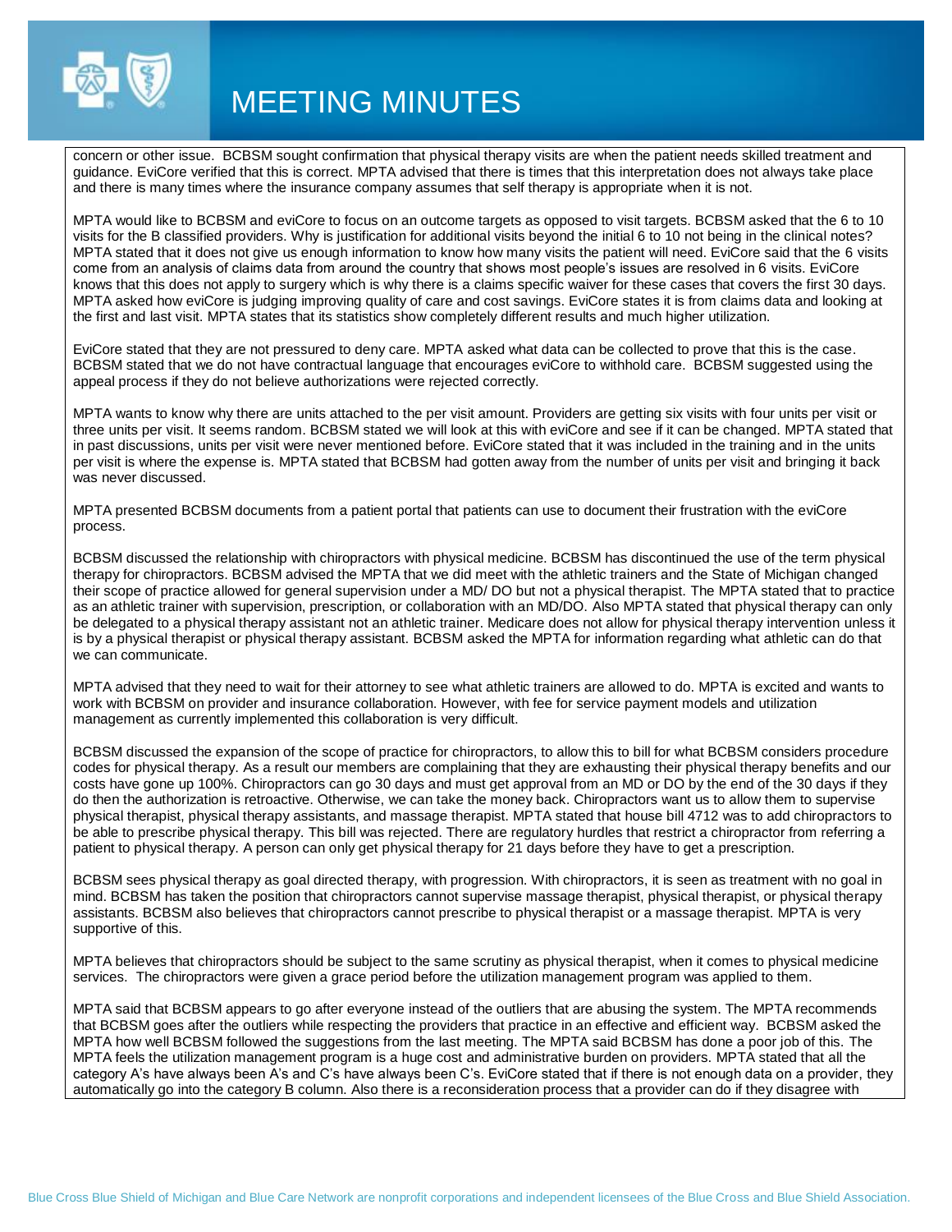concern or other issue. BCBSM sought confirmation that physical therapy visits are when the patient needs skilled treatment and guidance. EviCore verified that this is correct. MPTA advised that there is times that this interpretation does not always take place and there is many times where the insurance company assumes that self therapy is appropriate when it is not.

MPTA would like to BCBSM and eviCore to focus on an outcome targets as opposed to visit targets. BCBSM asked that the 6 to 10 visits for the B classified providers. Why is justification for additional visits beyond the initial 6 to 10 not being in the clinical notes? MPTA stated that it does not give us enough information to know how many visits the patient will need. EviCore said that the 6 visits come from an analysis of claims data from around the country that shows most people's issues are resolved in 6 visits. EviCore knows that this does not apply to surgery which is why there is a claims specific waiver for these cases that covers the first 30 days. MPTA asked how eviCore is judging improving quality of care and cost savings. EviCore states it is from claims data and looking at the first and last visit. MPTA states that its statistics show completely different results and much higher utilization.

EviCore stated that they are not pressured to deny care. MPTA asked what data can be collected to prove that this is the case. BCBSM stated that we do not have contractual language that encourages eviCore to withhold care. BCBSM suggested using the appeal process if they do not believe authorizations were rejected correctly.

MPTA wants to know why there are units attached to the per visit amount. Providers are getting six visits with four units per visit or three units per visit. It seems random. BCBSM stated we will look at this with eviCore and see if it can be changed. MPTA stated that in past discussions, units per visit were never mentioned before. EviCore stated that it was included in the training and in the units per visit is where the expense is. MPTA stated that BCBSM had gotten away from the number of units per visit and bringing it back was never discussed.

MPTA presented BCBSM documents from a patient portal that patients can use to document their frustration with the eviCore process.

BCBSM discussed the relationship with chiropractors with physical medicine. BCBSM has discontinued the use of the term physical therapy for chiropractors. BCBSM advised the MPTA that we did meet with the athletic trainers and the State of Michigan changed their scope of practice allowed for general supervision under a MD/ DO but not a physical therapist. The MPTA stated that to practice as an athletic trainer with supervision, prescription, or collaboration with an MD/DO. Also MPTA stated that physical therapy can only be delegated to a physical therapy assistant not an athletic trainer. Medicare does not allow for physical therapy intervention unless it is by a physical therapist or physical therapy assistant. BCBSM asked the MPTA for information regarding what athletic can do that we can communicate.

MPTA advised that they need to wait for their attorney to see what athletic trainers are allowed to do. MPTA is excited and wants to work with BCBSM on provider and insurance collaboration. However, with fee for service payment models and utilization management as currently implemented this collaboration is very difficult.

BCBSM discussed the expansion of the scope of practice for chiropractors, to allow this to bill for what BCBSM considers procedure codes for physical therapy. As a result our members are complaining that they are exhausting their physical therapy benefits and our costs have gone up 100%. Chiropractors can go 30 days and must get approval from an MD or DO by the end of the 30 days if they do then the authorization is retroactive. Otherwise, we can take the money back. Chiropractors want us to allow them to supervise physical therapist, physical therapy assistants, and massage therapist. MPTA stated that house bill 4712 was to add chiropractors to be able to prescribe physical therapy. This bill was rejected. There are regulatory hurdles that restrict a chiropractor from referring a patient to physical therapy. A person can only get physical therapy for 21 days before they have to get a prescription.

BCBSM sees physical therapy as goal directed therapy, with progression. With chiropractors, it is seen as treatment with no goal in mind. BCBSM has taken the position that chiropractors cannot supervise massage therapist, physical therapist, or physical therapy assistants. BCBSM also believes that chiropractors cannot prescribe to physical therapist or a massage therapist. MPTA is very supportive of this.

MPTA believes that chiropractors should be subject to the same scrutiny as physical therapist, when it comes to physical medicine services. The chiropractors were given a grace period before the utilization management program was applied to them.

MPTA said that BCBSM appears to go after everyone instead of the outliers that are abusing the system. The MPTA recommends that BCBSM goes after the outliers while respecting the providers that practice in an effective and efficient way. BCBSM asked the MPTA how well BCBSM followed the suggestions from the last meeting. The MPTA said BCBSM has done a poor job of this. The MPTA feels the utilization management program is a huge cost and administrative burden on providers. MPTA stated that all the category A's have always been A's and C's have always been C's. EviCore stated that if there is not enough data on a provider, they automatically go into the category B column. Also there is a reconsideration process that a provider can do if they disagree with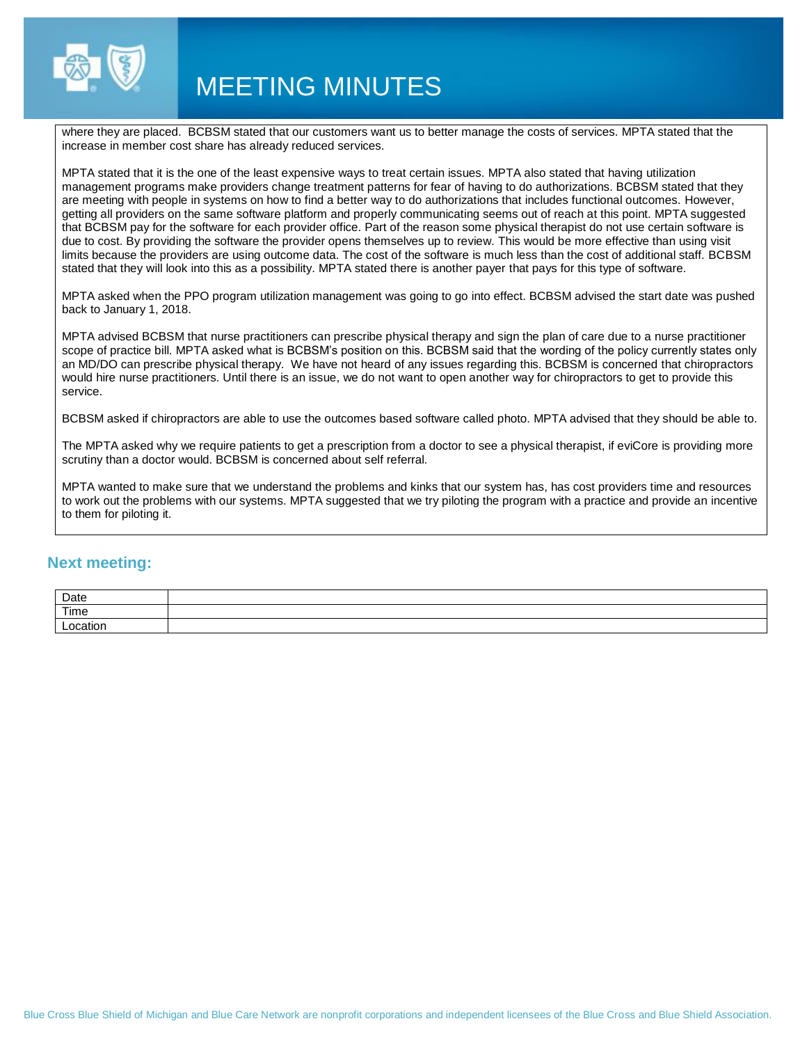# MEETING MINUTES

where they are placed.  BCBSM stated that our customers want us to better manage the costs of services. MPTA stated that the increase in member cost share has already reduced services.

MPTA stated that it is the one of the least expensive ways to treat certain issues. MPTA also stated that having utilization management programs make providers change treatment patterns for fear of having to do authorizations. BCBSM stated that they are meeting with people in systems on how to find a better way to do authorizations that includes functional outcomes. However, getting all providers on the same software platform and properly communicating seems out of reach at this point. MPTA suggested that BCBSM pay for the software for each provider office. Part of the reason some physical therapist do not use certain software is due to cost. By providing the software the provider opens themselves up to review. This would be more effective than using visit limits because the providers are using outcome data. The cost of the software is much less than the cost of additional staff. BCBSM stated that they will look into this as a possibility. MPTA stated there is another payer that pays for this type of software.

MPTA asked when the PPO program utilization management was going to go into effect. BCBSM advised the start date was pushed back to January 1, 2018.

MPTA advised BCBSM that nurse practitioners can prescribe physical therapy and sign the plan of care due to a nurse practitioner scope of practice bill. MPTA asked what is BCBSM's position on this. BCBSM said that the wording of the policy currently states only an MD/DO can prescribe physical therapy.  We have not heard of any issues regarding this. BCBSM is concerned that chiropractors would hire nurse practitioners. Until there is an issue, we do not want to open another way for chiropractors to get to provide this service.

BCBSM asked if chiropractors are able to use the outcomes based software called photo. MPTA advised that they should be able to.

The MPTA asked why we require patients to get a prescription from a doctor to see a physical therapist, if eviCore is providing more scrutiny than a doctor would. BCBSM is concerned about self referral.

MPTA wanted to make sure that we understand the problems and kinks that our system has, has cost providers time and resources to work out the problems with our systems. MPTA suggested that we try piloting the program with a practice and provide an incentive to them for piloting it.

## Next meeting:

| | |
|---|---|
| Date | |
| Time | |
| Location | |

Blue Cross Blue Shield of Michigan and Blue Care Network are nonprofit corporations and independent licensees of the Blue Cross and Blue Shield Association.